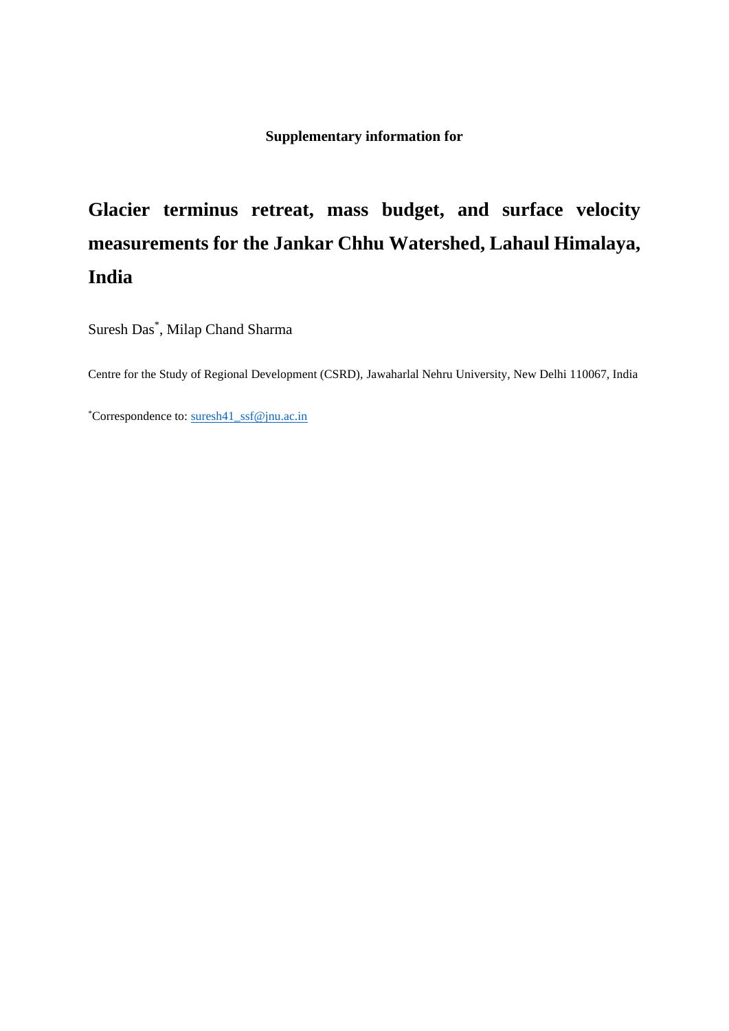**Supplementary information for**

# Glacier terminus retreat, mass budget, and surface velocity measurements for the Jankar Chhu Watershed, Lahaul Himalaya, India

Suresh Das*, Milap Chand Sharma

Centre for the Study of Regional Development (CSRD), Jawaharlal Nehru University, New Delhi 110067, India

*Correspondence to: suresh41_ssf@jnu.ac.in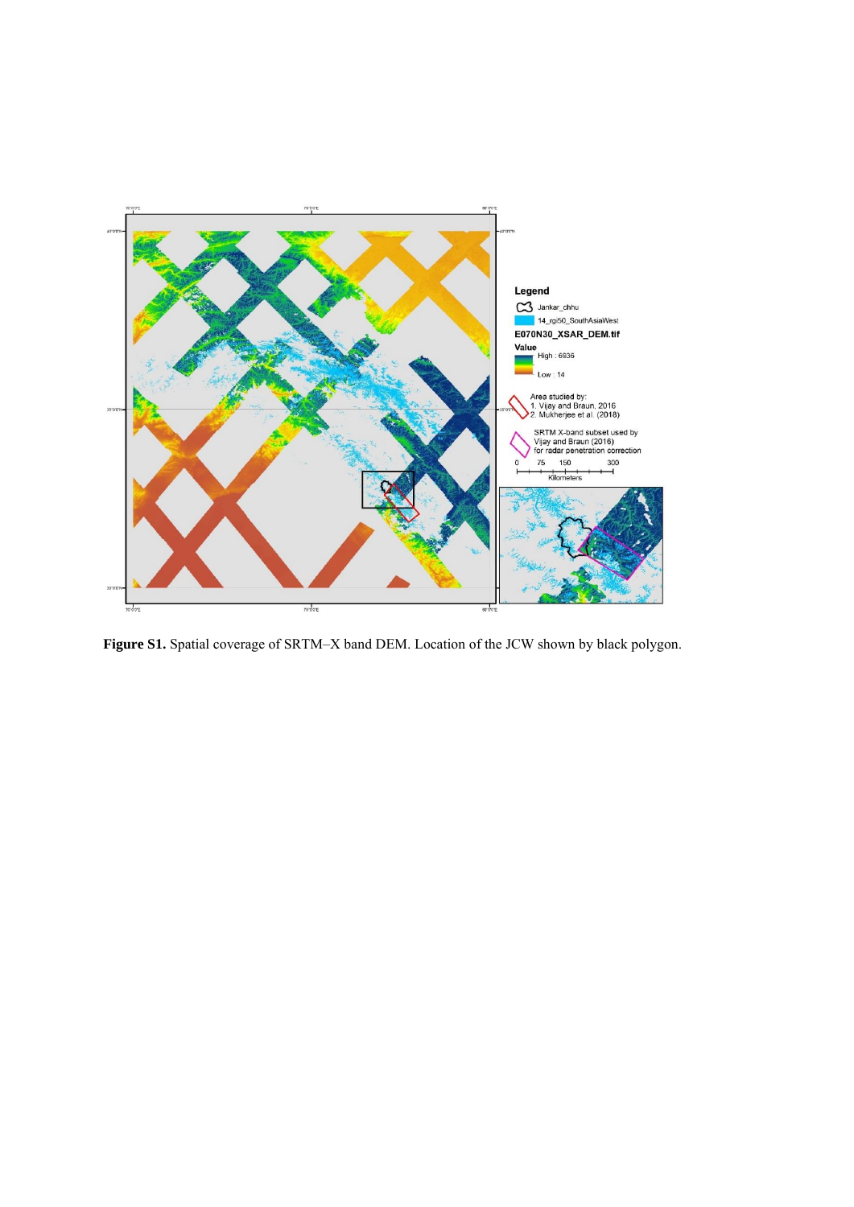**Figure S1.** Spatial coverage of SRTM–X band DEM. Location of the JCW shown by black polygon.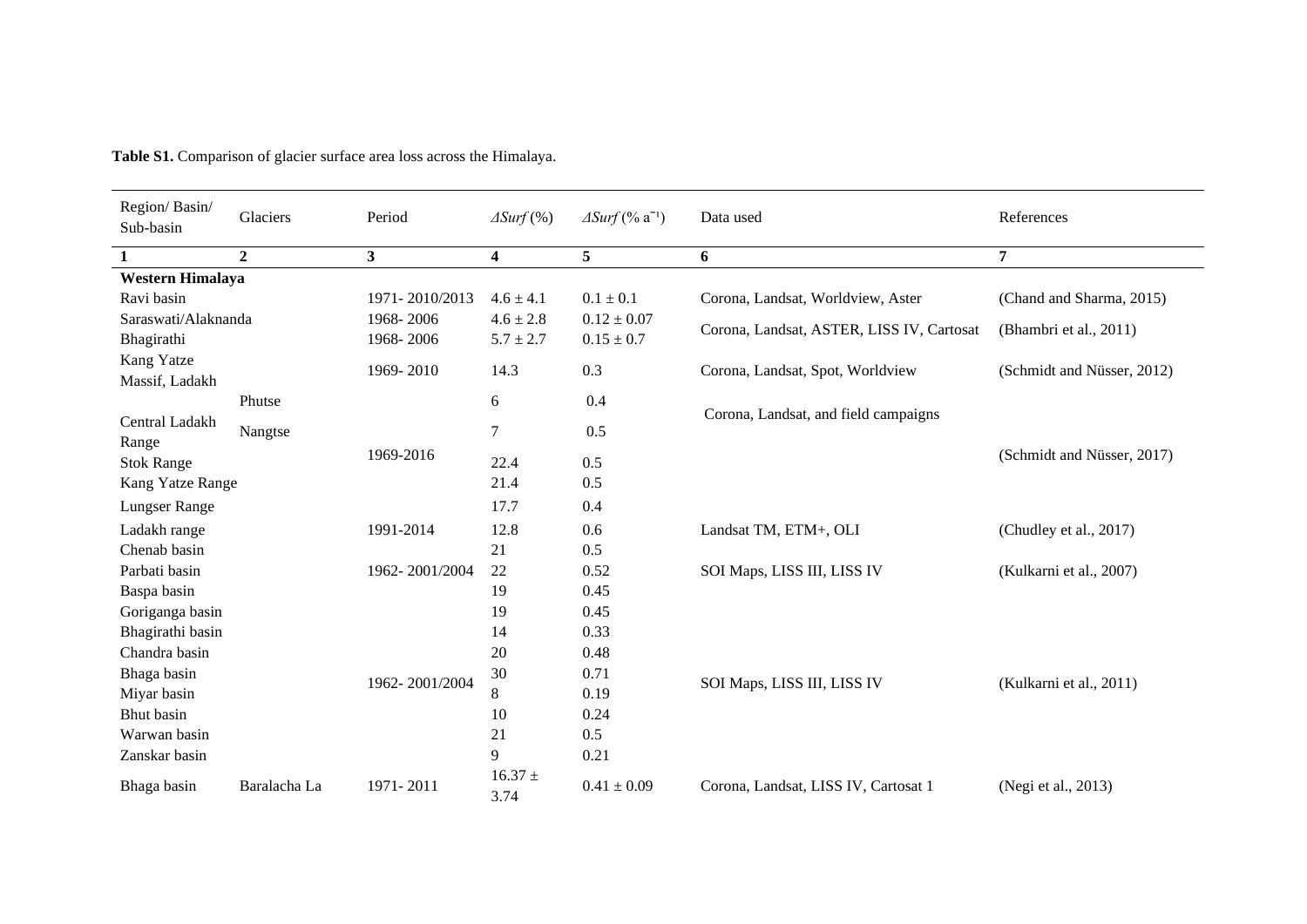**Table S1.** Comparison of glacier surface area loss across the Himalaya.

| Region/ Basin/ Sub-basin | Glaciers | Period | *ΔSurf* (%) | *ΔSurf* (% $a^{-1}$) | Data used | References |
|---|---|---|---|---|---|---|
| **1** | **2** | **3** | **4** | **5** | **6** | **7** |
| **Western Himalaya** | | | | | | |
| Ravi basin | | 1971- 2010/2013 | 4.6 ± 4.1 | 0.1 ± 0.1 | Corona, Landsat, Worldview, Aster | (Chand and Sharma, 2015) |
| Saraswati/Alaknanda | | 1968- 2006 | 4.6 ± 2.8 | 0.12 ± 0.07 | Corona, Landsat, ASTER, LISS IV, Cartosat | (Bhambri et al., 2011) |
| Bhagirathi | | 1968- 2006 | 5.7 ± 2.7 | 0.15 ± 0.7 | | |
| Kang Yatze Massif, Ladakh | | 1969- 2010 | 14.3 | 0.3 | Corona, Landsat, Spot, Worldview | (Schmidt and Nüsser, 2012) |
| Central Ladakh Range | Phutse | 1969-2016 | 6 | 0.4 | Corona, Landsat, and field campaigns | (Schmidt and Nüsser, 2017) |
| | Nangtse | | 7 | 0.5 | | |
| Stok Range | | | 22.4 | 0.5 | | |
| Kang Yatze Range | | | 21.4 | 0.5 | | |
| Lungser Range | | | 17.7 | 0.4 | | |
| Ladakh range | | 1991-2014 | 12.8 | 0.6 | Landsat TM, ETM+, OLI | (Chudley et al., 2017) |
| Chenab basin | | 1962- 2001/2004 | 21 | 0.5 | SOI Maps, LISS III, LISS IV | (Kulkarni et al., 2007) |
| Parbati basin | | | 22 | 0.52 | | |
| Baspa basin | | | 19 | 0.45 | | |
| Goriganga basin | | 1962- 2001/2004 | 19 | 0.45 | SOI Maps, LISS III, LISS IV | (Kulkarni et al., 2011) |
| Bhagirathi basin | | | 14 | 0.33 | | |
| Chandra basin | | | 20 | 0.48 | | |
| Bhaga basin | | | 30 | 0.71 | | |
| Miyar basin | | | 8 | 0.19 | | |
| Bhut basin | | | 10 | 0.24 | | |
| Warwan basin | | | 21 | 0.5 | | |
| Zanskar basin | | | 9 | 0.21 | | |
| Bhaga basin | Baralacha La | 1971- 2011 | 16.37 ± 3.74 | 0.41 ± 0.09 | Corona, Landsat, LISS IV, Cartosat 1 | (Negi et al., 2013) |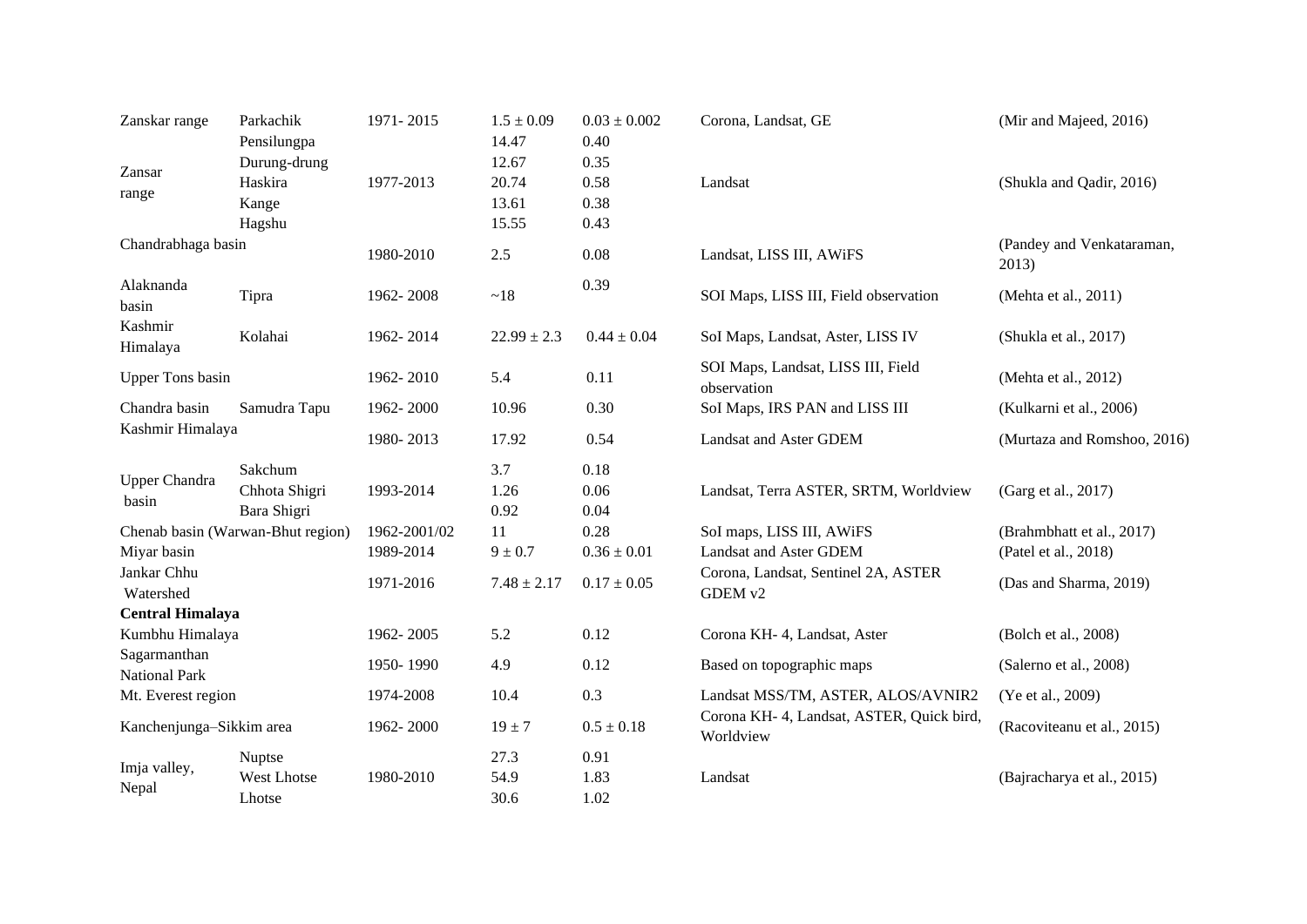| | | | | | | |
|---|---|---|---|---|---|---|
| Zanskar range | Parkachik | 1971- 2015 | 1.5 ± 0.09 | 0.03 ± 0.002 | Corona, Landsat, GE | (Mir and Majeed, 2016) |
| Zansar range | Pensilungpa | 1977-2013 | 14.47 | 0.40 | Landsat | (Shukla and Qadir, 2016) |
| | Durung-drung | | 12.67 | 0.35 | | |
| | Haskira | | 20.74 | 0.58 | | |
| | Kange | | 13.61 | 0.38 | | |
| | Hagshu | | 15.55 | 0.43 | | |
| Chandrabhaga basin | | 1980-2010 | 2.5 | 0.08 | Landsat, LISS III, AWiFS | (Pandey and Venkataraman, 2013) |
| Alaknanda basin | Tipra | 1962- 2008 | ~18 | 0.39 | SOI Maps, LISS III, Field observation | (Mehta et al., 2011) |
| Kashmir Himalaya | Kolahai | 1962- 2014 | 22.99 ± 2.3 | 0.44 ± 0.04 | SoI Maps, Landsat, Aster, LISS IV | (Shukla et al., 2017) |
| Upper Tons basin | | 1962- 2010 | 5.4 | 0.11 | SOI Maps, Landsat, LISS III, Field observation | (Mehta et al., 2012) |
| Chandra basin | Samudra Tapu | 1962- 2000 | 10.96 | 0.30 | SoI Maps, IRS PAN and LISS III | (Kulkarni et al., 2006) |
| Kashmir Himalaya | | 1980- 2013 | 17.92 | 0.54 | Landsat and Aster GDEM | (Murtaza and Romshoo, 2016) |
| Upper Chandra basin | Sakchum | 1993-2014 | 3.7 | 0.18 | Landsat, Terra ASTER, SRTM, Worldview | (Garg et al., 2017) |
| | Chhota Shigri | | 1.26 | 0.06 | | |
| | Bara Shigri | | 0.92 | 0.04 | | |
| Chenab basin (Warwan-Bhut region) | | 1962-2001/02 | 11 | 0.28 | SoI maps, LISS III, AWiFS | (Brahmbhatt et al., 2017) |
| Miyar basin | | 1989-2014 | 9 ± 0.7 | 0.36 ± 0.01 | Landsat and Aster GDEM | (Patel et al., 2018) |
| Jankar Chhu Watershed | | 1971-2016 | 7.48 ± 2.17 | 0.17 ± 0.05 | Corona, Landsat, Sentinel 2A, ASTER GDEM v2 | (Das and Sharma, 2019) |
| **Central Himalaya** | | | | | | |
| Kumbhu Himalaya | | 1962- 2005 | 5.2 | 0.12 | Corona KH- 4, Landsat, Aster | (Bolch et al., 2008) |
| Sagarmanthan National Park | | 1950- 1990 | 4.9 | 0.12 | Based on topographic maps | (Salerno et al., 2008) |
| Mt. Everest region | | 1974-2008 | 10.4 | 0.3 | Landsat MSS/TM, ASTER, ALOS/AVNIR2 | (Ye et al., 2009) |
| Kanchenjunga–Sikkim area | | 1962- 2000 | 19 ± 7 | 0.5 ± 0.18 | Corona KH- 4, Landsat, ASTER, Quick bird, Worldview | (Racoviteanu et al., 2015) |
| Imja valley, Nepal | Nuptse | 1980-2010 | 27.3 | 0.91 | Landsat | (Bajracharya et al., 2015) |
| | West Lhotse | | 54.9 | 1.83 | | |
| | Lhotse | | 30.6 | 1.02 | | |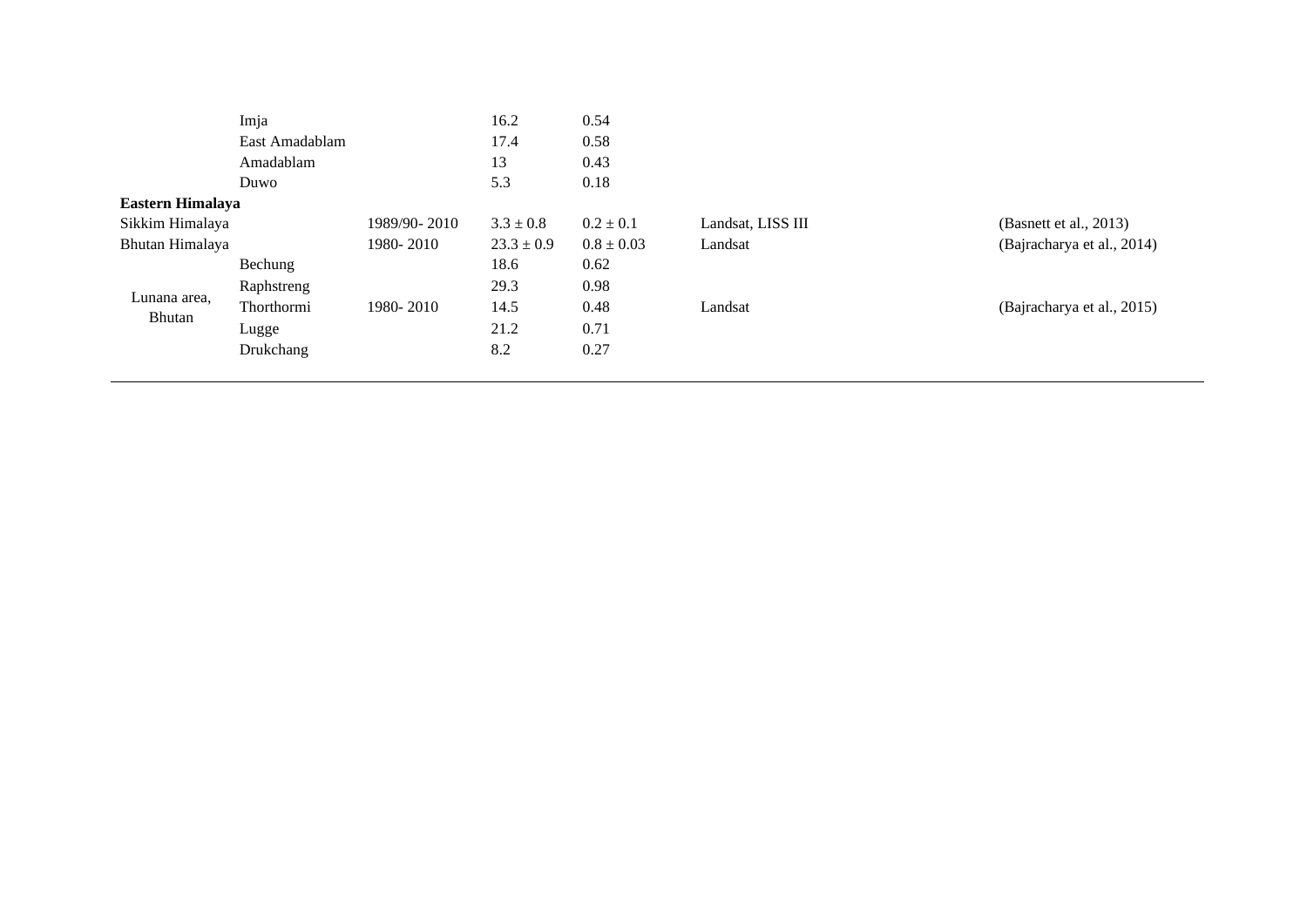| | | | | | | |
|---|---|---|---|---|---|---|
| | Imja | | 16.2 | 0.54 | | |
| | East Amadablam | | 17.4 | 0.58 | | |
| | Amadablam | | 13 | 0.43 | | |
| | Duwo | | 5.3 | 0.18 | | |
| **Eastern Himalaya** | | | | | | |
| Sikkim Himalaya | | 1989/90- 2010 | $3.3 \pm 0.8$ | $0.2 \pm 0.1$ | Landsat, LISS III | (Basnett et al., 2013) |
| Bhutan Himalaya | | 1980- 2010 | $23.3 \pm 0.9$ | $0.8 \pm 0.03$ | Landsat | (Bajracharya et al., 2014) |
| Lunana area, Bhutan | Bechung | 1980- 2010 | 18.6 | 0.62 | Landsat | (Bajracharya et al., 2015) |
| | Raphstreng | | 29.3 | 0.98 | | |
| | Thorthormi | | 14.5 | 0.48 | | |
| | Lugge | | 21.2 | 0.71 | | |
| | Drukchang | | 8.2 | 0.27 | | |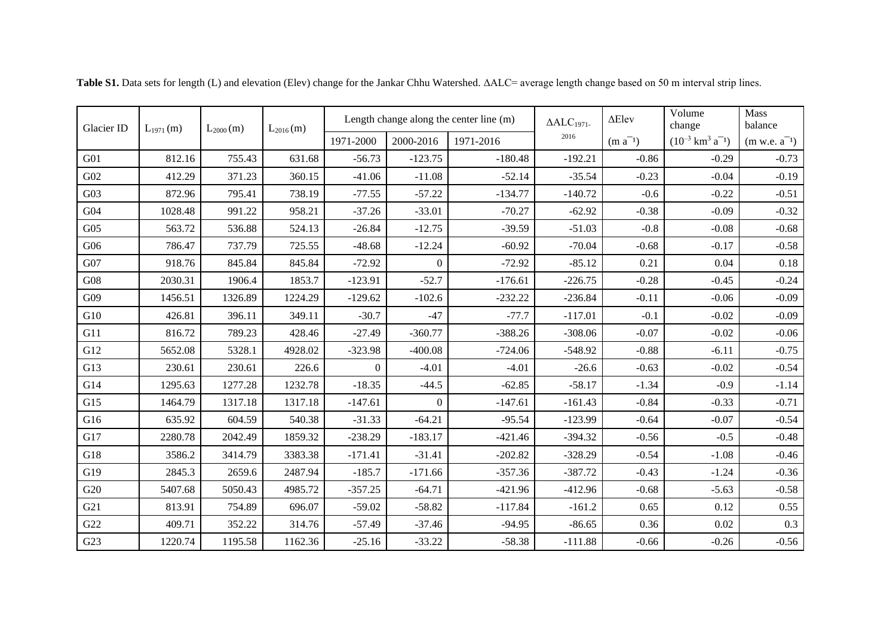**Table S1.** Data sets for length (L) and elevation (Elev) change for the Jankar Chhu Watershed. ΔALC= average length change based on 50 m interval strip lines.

| Glacier ID | $L_{1971}$ (m) | $L_{2000}$ (m) | $L_{2016}$ (m) | Length change along the center line (m) | | | $\Delta ALC_{1971-2016}$ | ΔElev | Volume change | Mass balance |
|---|---|---|---|---|---|---|---|---|---|---|
| | | | | 1971-2000 | 2000-2016 | 1971-2016 | | (m $a^{-1}$) | ($10^{-3}$ km$^3$ $a^{-1}$) | (m w.e. $a^{-1}$) |
| G01 | 812.16 | 755.43 | 631.68 | -56.73 | -123.75 | -180.48 | -192.21 | -0.86 | -0.29 | -0.73 |
| G02 | 412.29 | 371.23 | 360.15 | -41.06 | -11.08 | -52.14 | -35.54 | -0.23 | -0.04 | -0.19 |
| G03 | 872.96 | 795.41 | 738.19 | -77.55 | -57.22 | -134.77 | -140.72 | -0.6 | -0.22 | -0.51 |
| G04 | 1028.48 | 991.22 | 958.21 | -37.26 | -33.01 | -70.27 | -62.92 | -0.38 | -0.09 | -0.32 |
| G05 | 563.72 | 536.88 | 524.13 | -26.84 | -12.75 | -39.59 | -51.03 | -0.8 | -0.08 | -0.68 |
| G06 | 786.47 | 737.79 | 725.55 | -48.68 | -12.24 | -60.92 | -70.04 | -0.68 | -0.17 | -0.58 |
| G07 | 918.76 | 845.84 | 845.84 | -72.92 | 0 | -72.92 | -85.12 | 0.21 | 0.04 | 0.18 |
| G08 | 2030.31 | 1906.4 | 1853.7 | -123.91 | -52.7 | -176.61 | -226.75 | -0.28 | -0.45 | -0.24 |
| G09 | 1456.51 | 1326.89 | 1224.29 | -129.62 | -102.6 | -232.22 | -236.84 | -0.11 | -0.06 | -0.09 |
| G10 | 426.81 | 396.11 | 349.11 | -30.7 | -47 | -77.7 | -117.01 | -0.1 | -0.02 | -0.09 |
| G11 | 816.72 | 789.23 | 428.46 | -27.49 | -360.77 | -388.26 | -308.06 | -0.07 | -0.02 | -0.06 |
| G12 | 5652.08 | 5328.1 | 4928.02 | -323.98 | -400.08 | -724.06 | -548.92 | -0.88 | -6.11 | -0.75 |
| G13 | 230.61 | 230.61 | 226.6 | 0 | -4.01 | -4.01 | -26.6 | -0.63 | -0.02 | -0.54 |
| G14 | 1295.63 | 1277.28 | 1232.78 | -18.35 | -44.5 | -62.85 | -58.17 | -1.34 | -0.9 | -1.14 |
| G15 | 1464.79 | 1317.18 | 1317.18 | -147.61 | 0 | -147.61 | -161.43 | -0.84 | -0.33 | -0.71 |
| G16 | 635.92 | 604.59 | 540.38 | -31.33 | -64.21 | -95.54 | -123.99 | -0.64 | -0.07 | -0.54 |
| G17 | 2280.78 | 2042.49 | 1859.32 | -238.29 | -183.17 | -421.46 | -394.32 | -0.56 | -0.5 | -0.48 |
| G18 | 3586.2 | 3414.79 | 3383.38 | -171.41 | -31.41 | -202.82 | -328.29 | -0.54 | -1.08 | -0.46 |
| G19 | 2845.3 | 2659.6 | 2487.94 | -185.7 | -171.66 | -357.36 | -387.72 | -0.43 | -1.24 | -0.36 |
| G20 | 5407.68 | 5050.43 | 4985.72 | -357.25 | -64.71 | -421.96 | -412.96 | -0.68 | -5.63 | -0.58 |
| G21 | 813.91 | 754.89 | 696.07 | -59.02 | -58.82 | -117.84 | -161.2 | 0.65 | 0.12 | 0.55 |
| G22 | 409.71 | 352.22 | 314.76 | -57.49 | -37.46 | -94.95 | -86.65 | 0.36 | 0.02 | 0.3 |
| G23 | 1220.74 | 1195.58 | 1162.36 | -25.16 | -33.22 | -58.38 | -111.88 | -0.66 | -0.26 | -0.56 |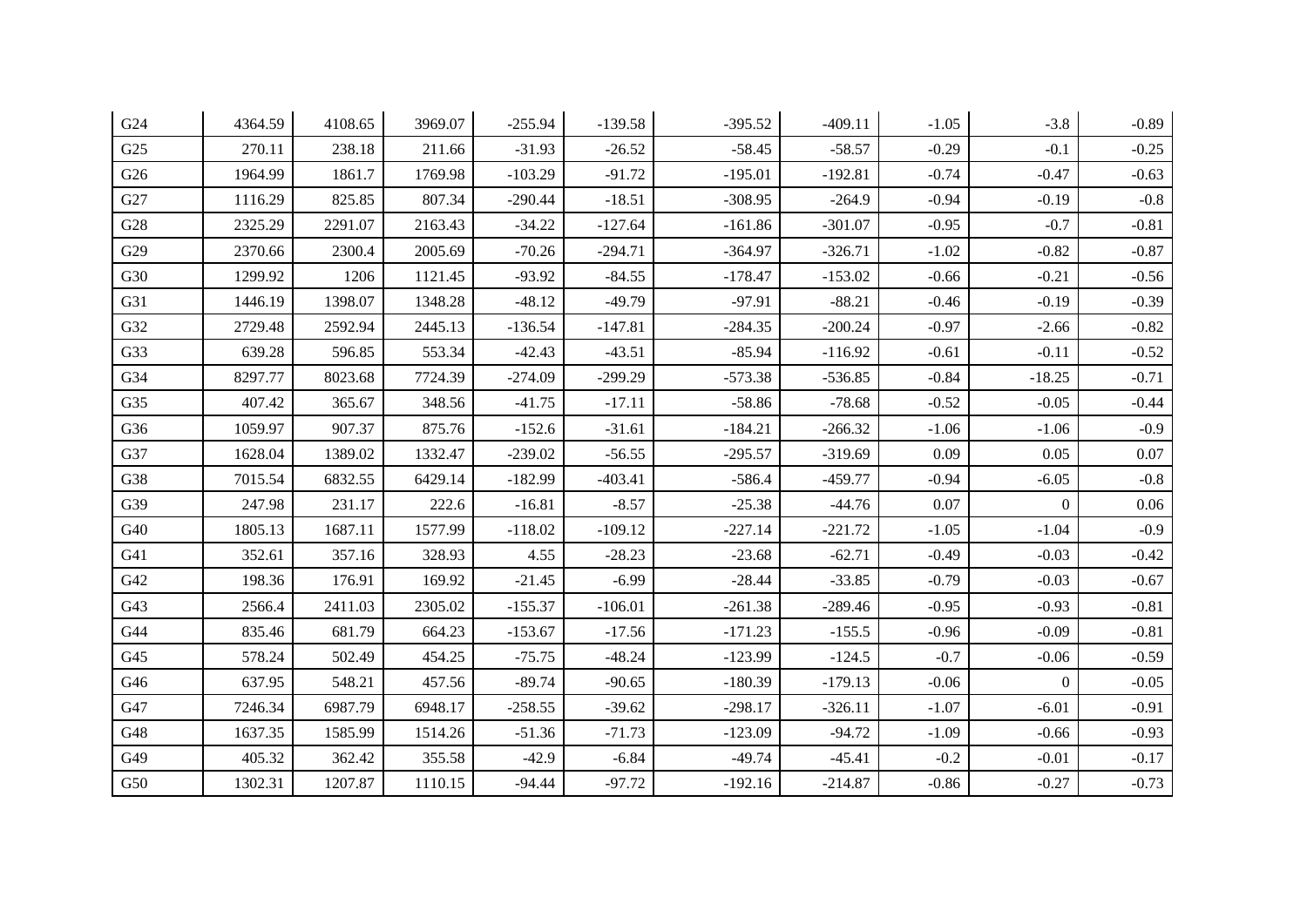| G24 | 4364.59 | 4108.65 | 3969.07 | -255.94 | -139.58 | -395.52 | -409.11 | -1.05 | -3.8 | -0.89 |
|---|---|---|---|---|---|---|---|---|---|---|
| G25 | 270.11 | 238.18 | 211.66 | -31.93 | -26.52 | -58.45 | -58.57 | -0.29 | -0.1 | -0.25 |
| G26 | 1964.99 | 1861.7 | 1769.98 | -103.29 | -91.72 | -195.01 | -192.81 | -0.74 | -0.47 | -0.63 |
| G27 | 1116.29 | 825.85 | 807.34 | -290.44 | -18.51 | -308.95 | -264.9 | -0.94 | -0.19 | -0.8 |
| G28 | 2325.29 | 2291.07 | 2163.43 | -34.22 | -127.64 | -161.86 | -301.07 | -0.95 | -0.7 | -0.81 |
| G29 | 2370.66 | 2300.4 | 2005.69 | -70.26 | -294.71 | -364.97 | -326.71 | -1.02 | -0.82 | -0.87 |
| G30 | 1299.92 | 1206 | 1121.45 | -93.92 | -84.55 | -178.47 | -153.02 | -0.66 | -0.21 | -0.56 |
| G31 | 1446.19 | 1398.07 | 1348.28 | -48.12 | -49.79 | -97.91 | -88.21 | -0.46 | -0.19 | -0.39 |
| G32 | 2729.48 | 2592.94 | 2445.13 | -136.54 | -147.81 | -284.35 | -200.24 | -0.97 | -2.66 | -0.82 |
| G33 | 639.28 | 596.85 | 553.34 | -42.43 | -43.51 | -85.94 | -116.92 | -0.61 | -0.11 | -0.52 |
| G34 | 8297.77 | 8023.68 | 7724.39 | -274.09 | -299.29 | -573.38 | -536.85 | -0.84 | -18.25 | -0.71 |
| G35 | 407.42 | 365.67 | 348.56 | -41.75 | -17.11 | -58.86 | -78.68 | -0.52 | -0.05 | -0.44 |
| G36 | 1059.97 | 907.37 | 875.76 | -152.6 | -31.61 | -184.21 | -266.32 | -1.06 | -1.06 | -0.9 |
| G37 | 1628.04 | 1389.02 | 1332.47 | -239.02 | -56.55 | -295.57 | -319.69 | 0.09 | 0.05 | 0.07 |
| G38 | 7015.54 | 6832.55 | 6429.14 | -182.99 | -403.41 | -586.4 | -459.77 | -0.94 | -6.05 | -0.8 |
| G39 | 247.98 | 231.17 | 222.6 | -16.81 | -8.57 | -25.38 | -44.76 | 0.07 | 0 | 0.06 |
| G40 | 1805.13 | 1687.11 | 1577.99 | -118.02 | -109.12 | -227.14 | -221.72 | -1.05 | -1.04 | -0.9 |
| G41 | 352.61 | 357.16 | 328.93 | 4.55 | -28.23 | -23.68 | -62.71 | -0.49 | -0.03 | -0.42 |
| G42 | 198.36 | 176.91 | 169.92 | -21.45 | -6.99 | -28.44 | -33.85 | -0.79 | -0.03 | -0.67 |
| G43 | 2566.4 | 2411.03 | 2305.02 | -155.37 | -106.01 | -261.38 | -289.46 | -0.95 | -0.93 | -0.81 |
| G44 | 835.46 | 681.79 | 664.23 | -153.67 | -17.56 | -171.23 | -155.5 | -0.96 | -0.09 | -0.81 |
| G45 | 578.24 | 502.49 | 454.25 | -75.75 | -48.24 | -123.99 | -124.5 | -0.7 | -0.06 | -0.59 |
| G46 | 637.95 | 548.21 | 457.56 | -89.74 | -90.65 | -180.39 | -179.13 | -0.06 | 0 | -0.05 |
| G47 | 7246.34 | 6987.79 | 6948.17 | -258.55 | -39.62 | -298.17 | -326.11 | -1.07 | -6.01 | -0.91 |
| G48 | 1637.35 | 1585.99 | 1514.26 | -51.36 | -71.73 | -123.09 | -94.72 | -1.09 | -0.66 | -0.93 |
| G49 | 405.32 | 362.42 | 355.58 | -42.9 | -6.84 | -49.74 | -45.41 | -0.2 | -0.01 | -0.17 |
| G50 | 1302.31 | 1207.87 | 1110.15 | -94.44 | -97.72 | -192.16 | -214.87 | -0.86 | -0.27 | -0.73 |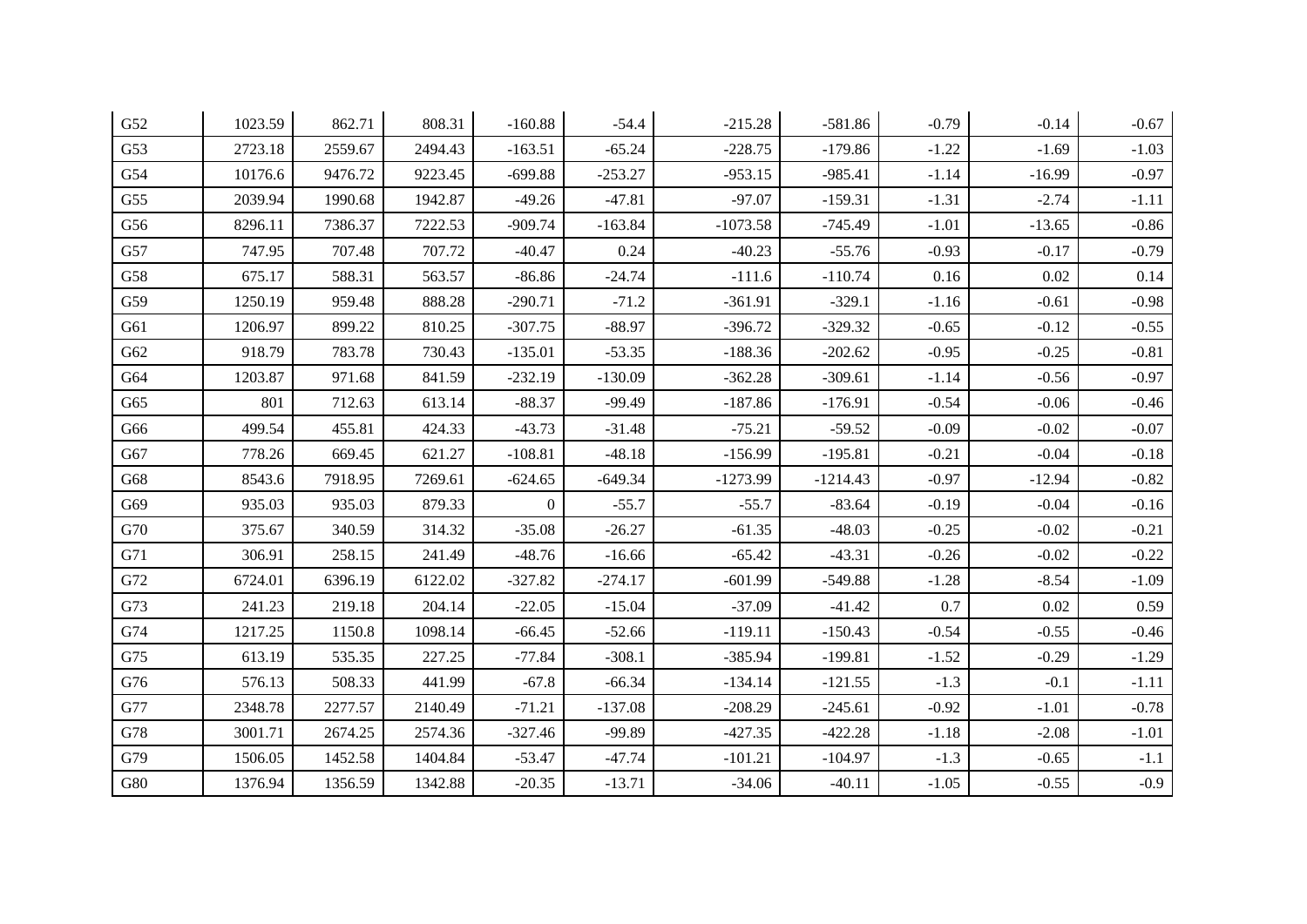| | | | | | | | | | | |
|---|---|---|---|---|---|---|---|---|---|---|
| G52 | 1023.59 | 862.71 | 808.31 | -160.88 | -54.4 | -215.28 | -581.86 | -0.79 | -0.14 | -0.67 |
| G53 | 2723.18 | 2559.67 | 2494.43 | -163.51 | -65.24 | -228.75 | -179.86 | -1.22 | -1.69 | -1.03 |
| G54 | 10176.6 | 9476.72 | 9223.45 | -699.88 | -253.27 | -953.15 | -985.41 | -1.14 | -16.99 | -0.97 |
| G55 | 2039.94 | 1990.68 | 1942.87 | -49.26 | -47.81 | -97.07 | -159.31 | -1.31 | -2.74 | -1.11 |
| G56 | 8296.11 | 7386.37 | 7222.53 | -909.74 | -163.84 | -1073.58 | -745.49 | -1.01 | -13.65 | -0.86 |
| G57 | 747.95 | 707.48 | 707.72 | -40.47 | 0.24 | -40.23 | -55.76 | -0.93 | -0.17 | -0.79 |
| G58 | 675.17 | 588.31 | 563.57 | -86.86 | -24.74 | -111.6 | -110.74 | 0.16 | 0.02 | 0.14 |
| G59 | 1250.19 | 959.48 | 888.28 | -290.71 | -71.2 | -361.91 | -329.1 | -1.16 | -0.61 | -0.98 |
| G61 | 1206.97 | 899.22 | 810.25 | -307.75 | -88.97 | -396.72 | -329.32 | -0.65 | -0.12 | -0.55 |
| G62 | 918.79 | 783.78 | 730.43 | -135.01 | -53.35 | -188.36 | -202.62 | -0.95 | -0.25 | -0.81 |
| G64 | 1203.87 | 971.68 | 841.59 | -232.19 | -130.09 | -362.28 | -309.61 | -1.14 | -0.56 | -0.97 |
| G65 | 801 | 712.63 | 613.14 | -88.37 | -99.49 | -187.86 | -176.91 | -0.54 | -0.06 | -0.46 |
| G66 | 499.54 | 455.81 | 424.33 | -43.73 | -31.48 | -75.21 | -59.52 | -0.09 | -0.02 | -0.07 |
| G67 | 778.26 | 669.45 | 621.27 | -108.81 | -48.18 | -156.99 | -195.81 | -0.21 | -0.04 | -0.18 |
| G68 | 8543.6 | 7918.95 | 7269.61 | -624.65 | -649.34 | -1273.99 | -1214.43 | -0.97 | -12.94 | -0.82 |
| G69 | 935.03 | 935.03 | 879.33 | 0 | -55.7 | -55.7 | -83.64 | -0.19 | -0.04 | -0.16 |
| G70 | 375.67 | 340.59 | 314.32 | -35.08 | -26.27 | -61.35 | -48.03 | -0.25 | -0.02 | -0.21 |
| G71 | 306.91 | 258.15 | 241.49 | -48.76 | -16.66 | -65.42 | -43.31 | -0.26 | -0.02 | -0.22 |
| G72 | 6724.01 | 6396.19 | 6122.02 | -327.82 | -274.17 | -601.99 | -549.88 | -1.28 | -8.54 | -1.09 |
| G73 | 241.23 | 219.18 | 204.14 | -22.05 | -15.04 | -37.09 | -41.42 | 0.7 | 0.02 | 0.59 |
| G74 | 1217.25 | 1150.8 | 1098.14 | -66.45 | -52.66 | -119.11 | -150.43 | -0.54 | -0.55 | -0.46 |
| G75 | 613.19 | 535.35 | 227.25 | -77.84 | -308.1 | -385.94 | -199.81 | -1.52 | -0.29 | -1.29 |
| G76 | 576.13 | 508.33 | 441.99 | -67.8 | -66.34 | -134.14 | -121.55 | -1.3 | -0.1 | -1.11 |
| G77 | 2348.78 | 2277.57 | 2140.49 | -71.21 | -137.08 | -208.29 | -245.61 | -0.92 | -1.01 | -0.78 |
| G78 | 3001.71 | 2674.25 | 2574.36 | -327.46 | -99.89 | -427.35 | -422.28 | -1.18 | -2.08 | -1.01 |
| G79 | 1506.05 | 1452.58 | 1404.84 | -53.47 | -47.74 | -101.21 | -104.97 | -1.3 | -0.65 | -1.1 |
| G80 | 1376.94 | 1356.59 | 1342.88 | -20.35 | -13.71 | -34.06 | -40.11 | -1.05 | -0.55 | -0.9 |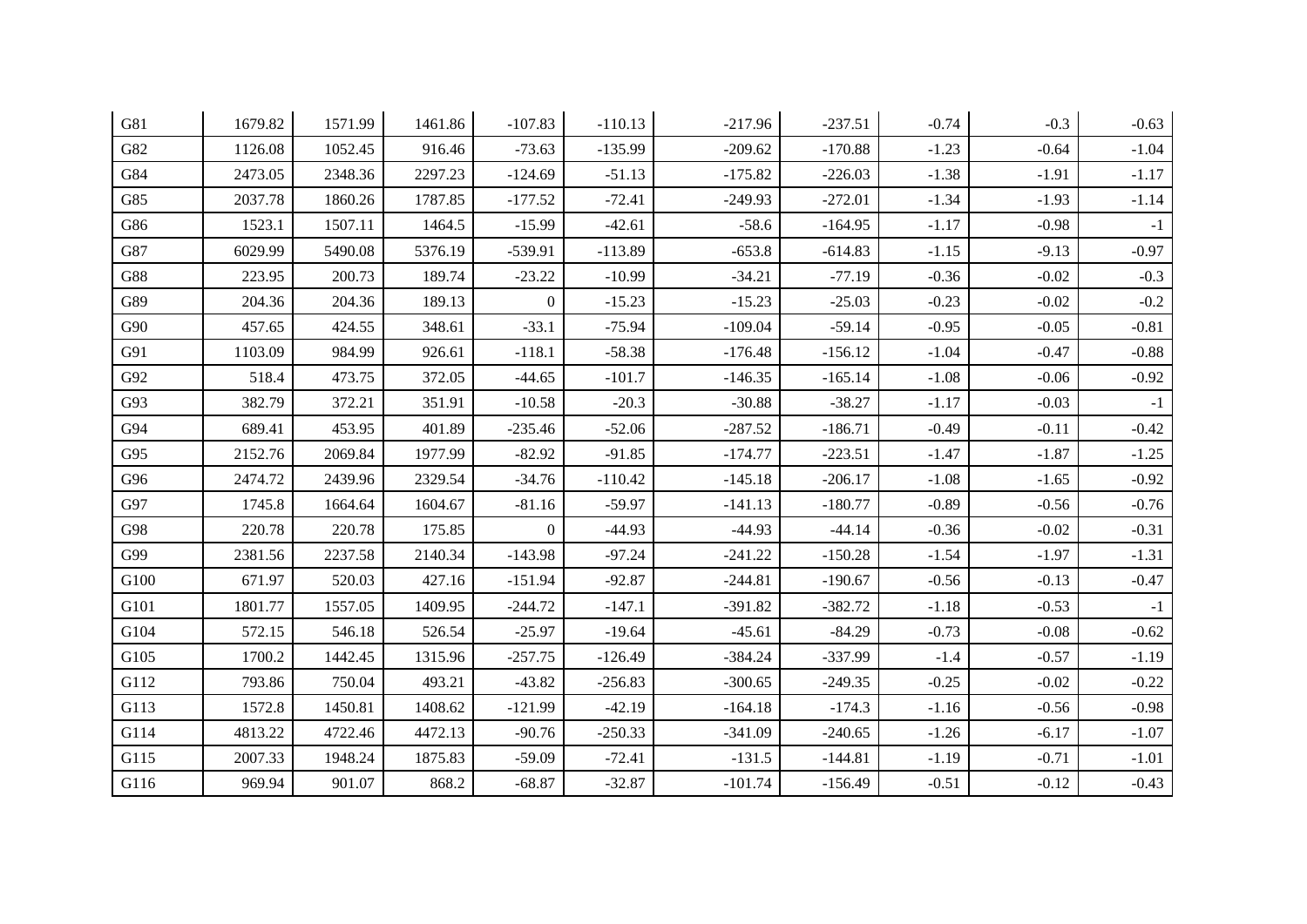| | | | | | | | | | | |
|---|---|---|---|---|---|---|---|---|---|---|
| G81 | 1679.82 | 1571.99 | 1461.86 | -107.83 | -110.13 | -217.96 | -237.51 | -0.74 | -0.3 | -0.63 |
| G82 | 1126.08 | 1052.45 | 916.46 | -73.63 | -135.99 | -209.62 | -170.88 | -1.23 | -0.64 | -1.04 |
| G84 | 2473.05 | 2348.36 | 2297.23 | -124.69 | -51.13 | -175.82 | -226.03 | -1.38 | -1.91 | -1.17 |
| G85 | 2037.78 | 1860.26 | 1787.85 | -177.52 | -72.41 | -249.93 | -272.01 | -1.34 | -1.93 | -1.14 |
| G86 | 1523.1 | 1507.11 | 1464.5 | -15.99 | -42.61 | -58.6 | -164.95 | -1.17 | -0.98 | -1 |
| G87 | 6029.99 | 5490.08 | 5376.19 | -539.91 | -113.89 | -653.8 | -614.83 | -1.15 | -9.13 | -0.97 |
| G88 | 223.95 | 200.73 | 189.74 | -23.22 | -10.99 | -34.21 | -77.19 | -0.36 | -0.02 | -0.3 |
| G89 | 204.36 | 204.36 | 189.13 | 0 | -15.23 | -15.23 | -25.03 | -0.23 | -0.02 | -0.2 |
| G90 | 457.65 | 424.55 | 348.61 | -33.1 | -75.94 | -109.04 | -59.14 | -0.95 | -0.05 | -0.81 |
| G91 | 1103.09 | 984.99 | 926.61 | -118.1 | -58.38 | -176.48 | -156.12 | -1.04 | -0.47 | -0.88 |
| G92 | 518.4 | 473.75 | 372.05 | -44.65 | -101.7 | -146.35 | -165.14 | -1.08 | -0.06 | -0.92 |
| G93 | 382.79 | 372.21 | 351.91 | -10.58 | -20.3 | -30.88 | -38.27 | -1.17 | -0.03 | -1 |
| G94 | 689.41 | 453.95 | 401.89 | -235.46 | -52.06 | -287.52 | -186.71 | -0.49 | -0.11 | -0.42 |
| G95 | 2152.76 | 2069.84 | 1977.99 | -82.92 | -91.85 | -174.77 | -223.51 | -1.47 | -1.87 | -1.25 |
| G96 | 2474.72 | 2439.96 | 2329.54 | -34.76 | -110.42 | -145.18 | -206.17 | -1.08 | -1.65 | -0.92 |
| G97 | 1745.8 | 1664.64 | 1604.67 | -81.16 | -59.97 | -141.13 | -180.77 | -0.89 | -0.56 | -0.76 |
| G98 | 220.78 | 220.78 | 175.85 | 0 | -44.93 | -44.93 | -44.14 | -0.36 | -0.02 | -0.31 |
| G99 | 2381.56 | 2237.58 | 2140.34 | -143.98 | -97.24 | -241.22 | -150.28 | -1.54 | -1.97 | -1.31 |
| G100 | 671.97 | 520.03 | 427.16 | -151.94 | -92.87 | -244.81 | -190.67 | -0.56 | -0.13 | -0.47 |
| G101 | 1801.77 | 1557.05 | 1409.95 | -244.72 | -147.1 | -391.82 | -382.72 | -1.18 | -0.53 | -1 |
| G104 | 572.15 | 546.18 | 526.54 | -25.97 | -19.64 | -45.61 | -84.29 | -0.73 | -0.08 | -0.62 |
| G105 | 1700.2 | 1442.45 | 1315.96 | -257.75 | -126.49 | -384.24 | -337.99 | -1.4 | -0.57 | -1.19 |
| G112 | 793.86 | 750.04 | 493.21 | -43.82 | -256.83 | -300.65 | -249.35 | -0.25 | -0.02 | -0.22 |
| G113 | 1572.8 | 1450.81 | 1408.62 | -121.99 | -42.19 | -164.18 | -174.3 | -1.16 | -0.56 | -0.98 |
| G114 | 4813.22 | 4722.46 | 4472.13 | -90.76 | -250.33 | -341.09 | -240.65 | -1.26 | -6.17 | -1.07 |
| G115 | 2007.33 | 1948.24 | 1875.83 | -59.09 | -72.41 | -131.5 | -144.81 | -1.19 | -0.71 | -1.01 |
| G116 | 969.94 | 901.07 | 868.2 | -68.87 | -32.87 | -101.74 | -156.49 | -0.51 | -0.12 | -0.43 |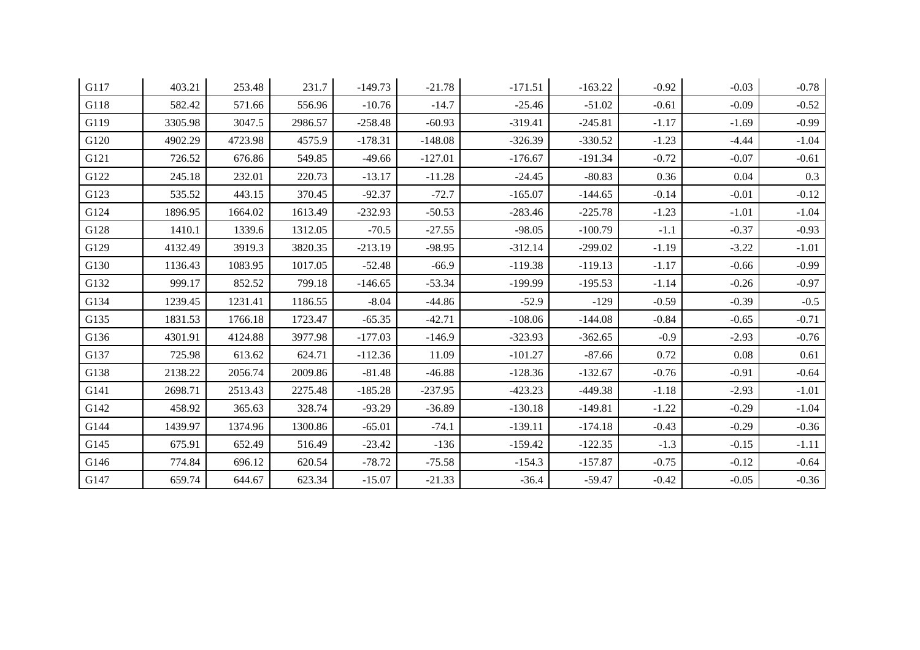| | | | | | | | | | | |
|---|---|---|---|---|---|---|---|---|---|---|
| G117 | 403.21 | 253.48 | 231.7 | -149.73 | -21.78 | -171.51 | -163.22 | -0.92 | -0.03 | -0.78 |
| G118 | 582.42 | 571.66 | 556.96 | -10.76 | -14.7 | -25.46 | -51.02 | -0.61 | -0.09 | -0.52 |
| G119 | 3305.98 | 3047.5 | 2986.57 | -258.48 | -60.93 | -319.41 | -245.81 | -1.17 | -1.69 | -0.99 |
| G120 | 4902.29 | 4723.98 | 4575.9 | -178.31 | -148.08 | -326.39 | -330.52 | -1.23 | -4.44 | -1.04 |
| G121 | 726.52 | 676.86 | 549.85 | -49.66 | -127.01 | -176.67 | -191.34 | -0.72 | -0.07 | -0.61 |
| G122 | 245.18 | 232.01 | 220.73 | -13.17 | -11.28 | -24.45 | -80.83 | 0.36 | 0.04 | 0.3 |
| G123 | 535.52 | 443.15 | 370.45 | -92.37 | -72.7 | -165.07 | -144.65 | -0.14 | -0.01 | -0.12 |
| G124 | 1896.95 | 1664.02 | 1613.49 | -232.93 | -50.53 | -283.46 | -225.78 | -1.23 | -1.01 | -1.04 |
| G128 | 1410.1 | 1339.6 | 1312.05 | -70.5 | -27.55 | -98.05 | -100.79 | -1.1 | -0.37 | -0.93 |
| G129 | 4132.49 | 3919.3 | 3820.35 | -213.19 | -98.95 | -312.14 | -299.02 | -1.19 | -3.22 | -1.01 |
| G130 | 1136.43 | 1083.95 | 1017.05 | -52.48 | -66.9 | -119.38 | -119.13 | -1.17 | -0.66 | -0.99 |
| G132 | 999.17 | 852.52 | 799.18 | -146.65 | -53.34 | -199.99 | -195.53 | -1.14 | -0.26 | -0.97 |
| G134 | 1239.45 | 1231.41 | 1186.55 | -8.04 | -44.86 | -52.9 | -129 | -0.59 | -0.39 | -0.5 |
| G135 | 1831.53 | 1766.18 | 1723.47 | -65.35 | -42.71 | -108.06 | -144.08 | -0.84 | -0.65 | -0.71 |
| G136 | 4301.91 | 4124.88 | 3977.98 | -177.03 | -146.9 | -323.93 | -362.65 | -0.9 | -2.93 | -0.76 |
| G137 | 725.98 | 613.62 | 624.71 | -112.36 | 11.09 | -101.27 | -87.66 | 0.72 | 0.08 | 0.61 |
| G138 | 2138.22 | 2056.74 | 2009.86 | -81.48 | -46.88 | -128.36 | -132.67 | -0.76 | -0.91 | -0.64 |
| G141 | 2698.71 | 2513.43 | 2275.48 | -185.28 | -237.95 | -423.23 | -449.38 | -1.18 | -2.93 | -1.01 |
| G142 | 458.92 | 365.63 | 328.74 | -93.29 | -36.89 | -130.18 | -149.81 | -1.22 | -0.29 | -1.04 |
| G144 | 1439.97 | 1374.96 | 1300.86 | -65.01 | -74.1 | -139.11 | -174.18 | -0.43 | -0.29 | -0.36 |
| G145 | 675.91 | 652.49 | 516.49 | -23.42 | -136 | -159.42 | -122.35 | -1.3 | -0.15 | -1.11 |
| G146 | 774.84 | 696.12 | 620.54 | -78.72 | -75.58 | -154.3 | -157.87 | -0.75 | -0.12 | -0.64 |
| G147 | 659.74 | 644.67 | 623.34 | -15.07 | -21.33 | -36.4 | -59.47 | -0.42 | -0.05 | -0.36 |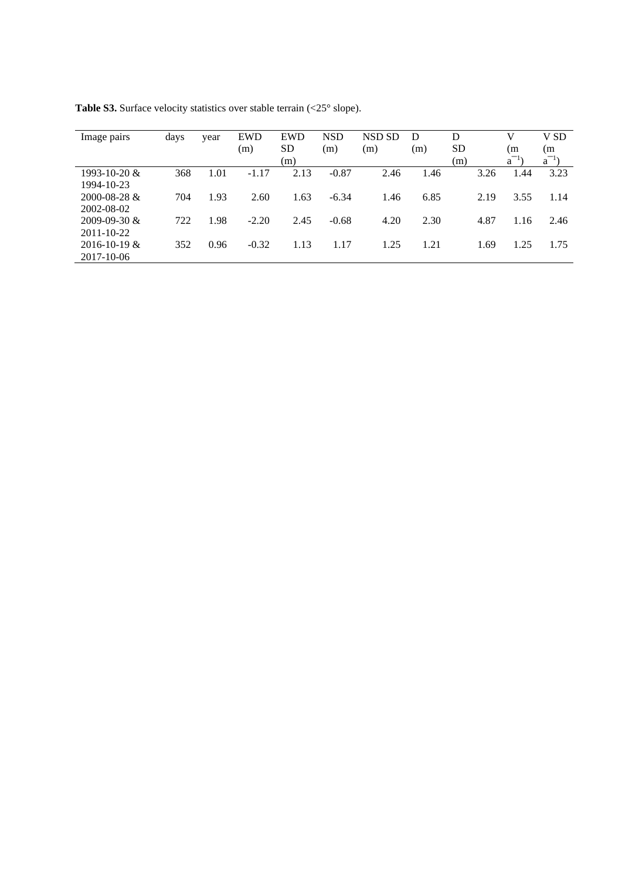**Table S3.** Surface velocity statistics over stable terrain (<25° slope).

| Image pairs | days | year | EWD (m) | EWD SD (m) | NSD (m) | NSD SD (m) | D (m) | D SD (m) | V (m $a^{-1}$) | V SD (m $a^{-1}$) |
|---|---|---|---|---|---|---|---|---|---|---|
| 1993-10-20 & 1994-10-23 | 368 | 1.01 | -1.17 | 2.13 | -0.87 | 2.46 | 1.46 | 3.26 | 1.44 | 3.23 |
| 2000-08-28 & 2002-08-02 | 704 | 1.93 | 2.60 | 1.63 | -6.34 | 1.46 | 6.85 | 2.19 | 3.55 | 1.14 |
| 2009-09-30 & 2011-10-22 | 722 | 1.98 | -2.20 | 2.45 | -0.68 | 4.20 | 2.30 | 4.87 | 1.16 | 2.46 |
| 2016-10-19 & 2017-10-06 | 352 | 0.96 | -0.32 | 1.13 | 1.17 | 1.25 | 1.21 | 1.69 | 1.25 | 1.75 |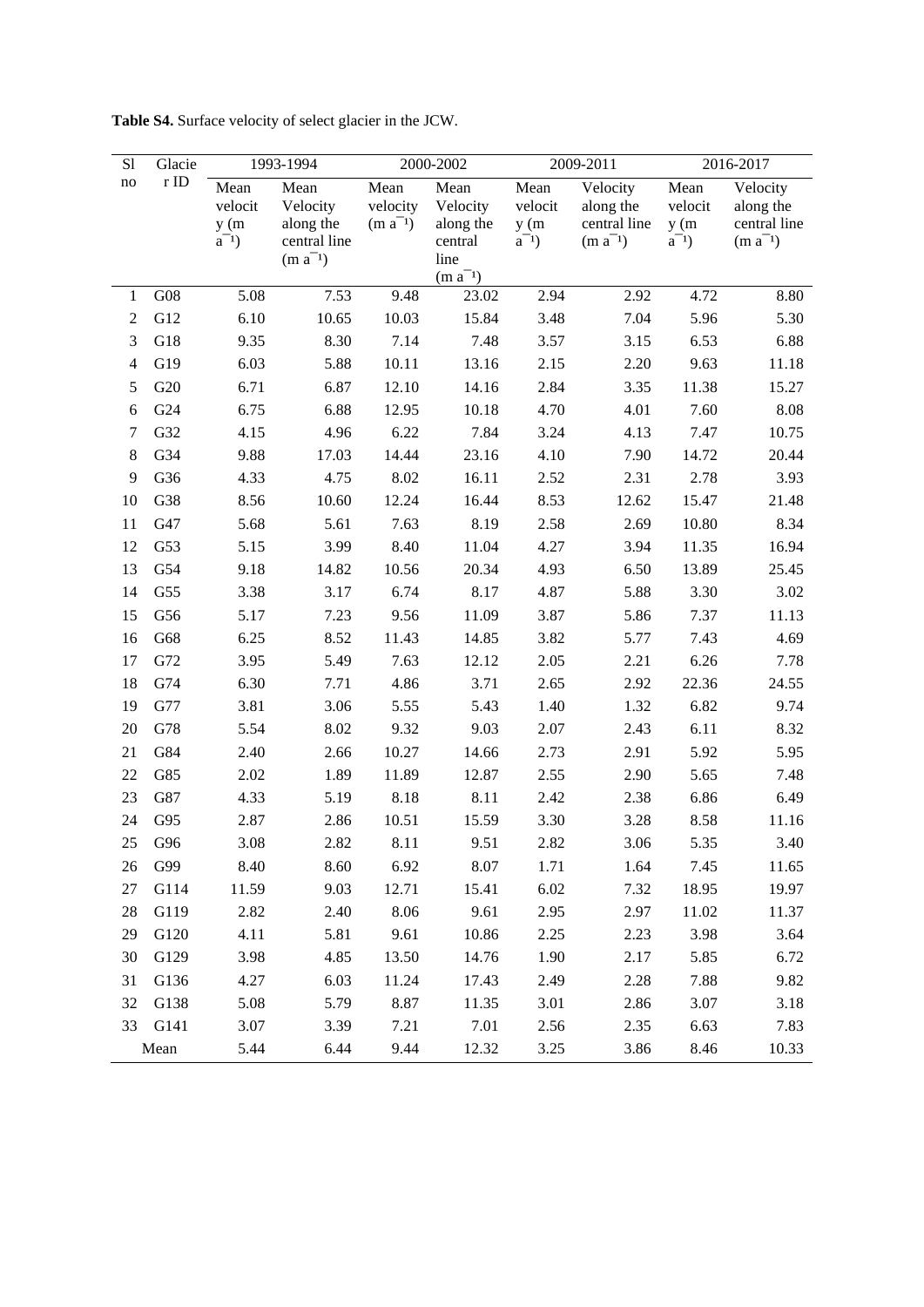**Table S4.** Surface velocity of select glacier in the JCW.

| Sl no | Glacier ID | 1993-1994 | | 2000-2002 | | 2009-2011 | | 2016-2017 | |
|---|---|---|---|---|---|---|---|---|---|
| | | Mean velocity (m $a^{-1}$) | Mean Velocity along the central line (m $a^{-1}$) | Mean velocity (m $a^{-1}$) | Mean Velocity along the central line (m $a^{-1}$) | Mean velocity (m $a^{-1}$) | Velocity along the central line (m $a^{-1}$) | Mean velocity (m $a^{-1}$) | Velocity along the central line (m $a^{-1}$) |
| 1 | G08 | 5.08 | 7.53 | 9.48 | 23.02 | 2.94 | 2.92 | 4.72 | 8.80 |
| 2 | G12 | 6.10 | 10.65 | 10.03 | 15.84 | 3.48 | 7.04 | 5.96 | 5.30 |
| 3 | G18 | 9.35 | 8.30 | 7.14 | 7.48 | 3.57 | 3.15 | 6.53 | 6.88 |
| 4 | G19 | 6.03 | 5.88 | 10.11 | 13.16 | 2.15 | 2.20 | 9.63 | 11.18 |
| 5 | G20 | 6.71 | 6.87 | 12.10 | 14.16 | 2.84 | 3.35 | 11.38 | 15.27 |
| 6 | G24 | 6.75 | 6.88 | 12.95 | 10.18 | 4.70 | 4.01 | 7.60 | 8.08 |
| 7 | G32 | 4.15 | 4.96 | 6.22 | 7.84 | 3.24 | 4.13 | 7.47 | 10.75 |
| 8 | G34 | 9.88 | 17.03 | 14.44 | 23.16 | 4.10 | 7.90 | 14.72 | 20.44 |
| 9 | G36 | 4.33 | 4.75 | 8.02 | 16.11 | 2.52 | 2.31 | 2.78 | 3.93 |
| 10 | G38 | 8.56 | 10.60 | 12.24 | 16.44 | 8.53 | 12.62 | 15.47 | 21.48 |
| 11 | G47 | 5.68 | 5.61 | 7.63 | 8.19 | 2.58 | 2.69 | 10.80 | 8.34 |
| 12 | G53 | 5.15 | 3.99 | 8.40 | 11.04 | 4.27 | 3.94 | 11.35 | 16.94 |
| 13 | G54 | 9.18 | 14.82 | 10.56 | 20.34 | 4.93 | 6.50 | 13.89 | 25.45 |
| 14 | G55 | 3.38 | 3.17 | 6.74 | 8.17 | 4.87 | 5.88 | 3.30 | 3.02 |
| 15 | G56 | 5.17 | 7.23 | 9.56 | 11.09 | 3.87 | 5.86 | 7.37 | 11.13 |
| 16 | G68 | 6.25 | 8.52 | 11.43 | 14.85 | 3.82 | 5.77 | 7.43 | 4.69 |
| 17 | G72 | 3.95 | 5.49 | 7.63 | 12.12 | 2.05 | 2.21 | 6.26 | 7.78 |
| 18 | G74 | 6.30 | 7.71 | 4.86 | 3.71 | 2.65 | 2.92 | 22.36 | 24.55 |
| 19 | G77 | 3.81 | 3.06 | 5.55 | 5.43 | 1.40 | 1.32 | 6.82 | 9.74 |
| 20 | G78 | 5.54 | 8.02 | 9.32 | 9.03 | 2.07 | 2.43 | 6.11 | 8.32 |
| 21 | G84 | 2.40 | 2.66 | 10.27 | 14.66 | 2.73 | 2.91 | 5.92 | 5.95 |
| 22 | G85 | 2.02 | 1.89 | 11.89 | 12.87 | 2.55 | 2.90 | 5.65 | 7.48 |
| 23 | G87 | 4.33 | 5.19 | 8.18 | 8.11 | 2.42 | 2.38 | 6.86 | 6.49 |
| 24 | G95 | 2.87 | 2.86 | 10.51 | 15.59 | 3.30 | 3.28 | 8.58 | 11.16 |
| 25 | G96 | 3.08 | 2.82 | 8.11 | 9.51 | 2.82 | 3.06 | 5.35 | 3.40 |
| 26 | G99 | 8.40 | 8.60 | 6.92 | 8.07 | 1.71 | 1.64 | 7.45 | 11.65 |
| 27 | G114 | 11.59 | 9.03 | 12.71 | 15.41 | 6.02 | 7.32 | 18.95 | 19.97 |
| 28 | G119 | 2.82 | 2.40 | 8.06 | 9.61 | 2.95 | 2.97 | 11.02 | 11.37 |
| 29 | G120 | 4.11 | 5.81 | 9.61 | 10.86 | 2.25 | 2.23 | 3.98 | 3.64 |
| 30 | G129 | 3.98 | 4.85 | 13.50 | 14.76 | 1.90 | 2.17 | 5.85 | 6.72 |
| 31 | G136 | 4.27 | 6.03 | 11.24 | 17.43 | 2.49 | 2.28 | 7.88 | 9.82 |
| 32 | G138 | 5.08 | 5.79 | 8.87 | 11.35 | 3.01 | 2.86 | 3.07 | 3.18 |
| 33 | G141 | 3.07 | 3.39 | 7.21 | 7.01 | 2.56 | 2.35 | 6.63 | 7.83 |
| Mean | | 5.44 | 6.44 | 9.44 | 12.32 | 3.25 | 3.86 | 8.46 | 10.33 |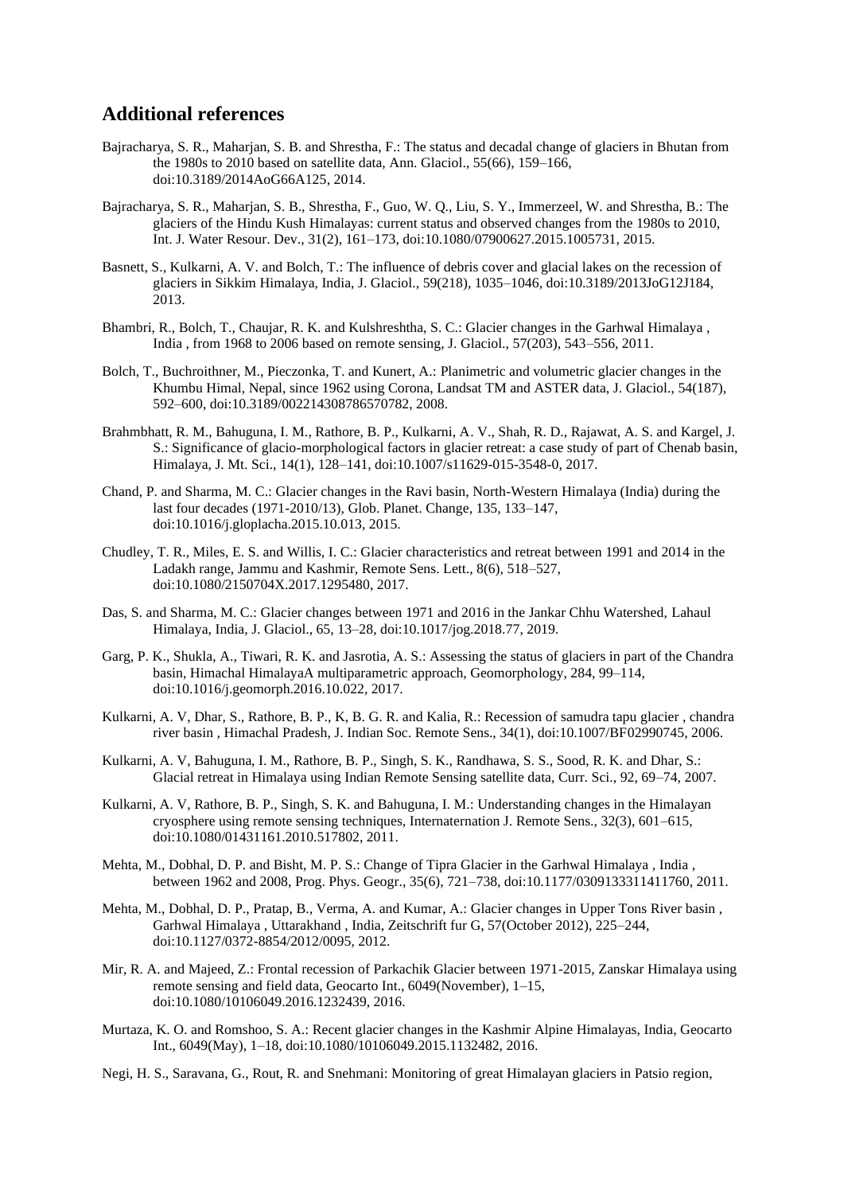## Additional references

Bajracharya, S. R., Maharjan, S. B. and Shrestha, F.: The status and decadal change of glaciers in Bhutan from the 1980s to 2010 based on satellite data, Ann. Glaciol., 55(66), 159–166, doi:10.3189/2014AoG66A125, 2014.

Bajracharya, S. R., Maharjan, S. B., Shrestha, F., Guo, W. Q., Liu, S. Y., Immerzeel, W. and Shrestha, B.: The glaciers of the Hindu Kush Himalayas: current status and observed changes from the 1980s to 2010, Int. J. Water Resour. Dev., 31(2), 161–173, doi:10.1080/07900627.2015.1005731, 2015.

Basnett, S., Kulkarni, A. V. and Bolch, T.: The influence of debris cover and glacial lakes on the recession of glaciers in Sikkim Himalaya, India, J. Glaciol., 59(218), 1035–1046, doi:10.3189/2013JoG12J184, 2013.

Bhambri, R., Bolch, T., Chaujar, R. K. and Kulshreshtha, S. C.: Glacier changes in the Garhwal Himalaya , India , from 1968 to 2006 based on remote sensing, J. Glaciol., 57(203), 543–556, 2011.

Bolch, T., Buchroithner, M., Pieczonka, T. and Kunert, A.: Planimetric and volumetric glacier changes in the Khumbu Himal, Nepal, since 1962 using Corona, Landsat TM and ASTER data, J. Glaciol., 54(187), 592–600, doi:10.3189/002214308786570782, 2008.

Brahmbhatt, R. M., Bahuguna, I. M., Rathore, B. P., Kulkarni, A. V., Shah, R. D., Rajawat, A. S. and Kargel, J. S.: Significance of glacio-morphological factors in glacier retreat: a case study of part of Chenab basin, Himalaya, J. Mt. Sci., 14(1), 128–141, doi:10.1007/s11629-015-3548-0, 2017.

Chand, P. and Sharma, M. C.: Glacier changes in the Ravi basin, North-Western Himalaya (India) during the last four decades (1971-2010/13), Glob. Planet. Change, 135, 133–147, doi:10.1016/j.gloplacha.2015.10.013, 2015.

Chudley, T. R., Miles, E. S. and Willis, I. C.: Glacier characteristics and retreat between 1991 and 2014 in the Ladakh range, Jammu and Kashmir, Remote Sens. Lett., 8(6), 518–527, doi:10.1080/2150704X.2017.1295480, 2017.

Das, S. and Sharma, M. C.: Glacier changes between 1971 and 2016 in the Jankar Chhu Watershed, Lahaul Himalaya, India, J. Glaciol., 65, 13–28, doi:10.1017/jog.2018.77, 2019.

Garg, P. K., Shukla, A., Tiwari, R. K. and Jasrotia, A. S.: Assessing the status of glaciers in part of the Chandra basin, Himachal HimalayaA multiparametric approach, Geomorphology, 284, 99–114, doi:10.1016/j.geomorph.2016.10.022, 2017.

Kulkarni, A. V, Dhar, S., Rathore, B. P., K, B. G. R. and Kalia, R.: Recession of samudra tapu glacier , chandra river basin , Himachal Pradesh, J. Indian Soc. Remote Sens., 34(1), doi:10.1007/BF02990745, 2006.

Kulkarni, A. V, Bahuguna, I. M., Rathore, B. P., Singh, S. K., Randhawa, S. S., Sood, R. K. and Dhar, S.: Glacial retreat in Himalaya using Indian Remote Sensing satellite data, Curr. Sci., 92, 69–74, 2007.

Kulkarni, A. V, Rathore, B. P., Singh, S. K. and Bahuguna, I. M.: Understanding changes in the Himalayan cryosphere using remote sensing techniques, Internaternation J. Remote Sens., 32(3), 601–615, doi:10.1080/01431161.2010.517802, 2011.

Mehta, M., Dobhal, D. P. and Bisht, M. P. S.: Change of Tipra Glacier in the Garhwal Himalaya , India , between 1962 and 2008, Prog. Phys. Geogr., 35(6), 721–738, doi:10.1177/0309133311411760, 2011.

Mehta, M., Dobhal, D. P., Pratap, B., Verma, A. and Kumar, A.: Glacier changes in Upper Tons River basin , Garhwal Himalaya , Uttarakhand , India, Zeitschrift fur G, 57(October 2012), 225–244, doi:10.1127/0372-8854/2012/0095, 2012.

Mir, R. A. and Majeed, Z.: Frontal recession of Parkachik Glacier between 1971-2015, Zanskar Himalaya using remote sensing and field data, Geocarto Int., 6049(November), 1–15, doi:10.1080/10106049.2016.1232439, 2016.

Murtaza, K. O. and Romshoo, S. A.: Recent glacier changes in the Kashmir Alpine Himalayas, India, Geocarto Int., 6049(May), 1–18, doi:10.1080/10106049.2015.1132482, 2016.

Negi, H. S., Saravana, G., Rout, R. and Snehmani: Monitoring of great Himalayan glaciers in Patsio region,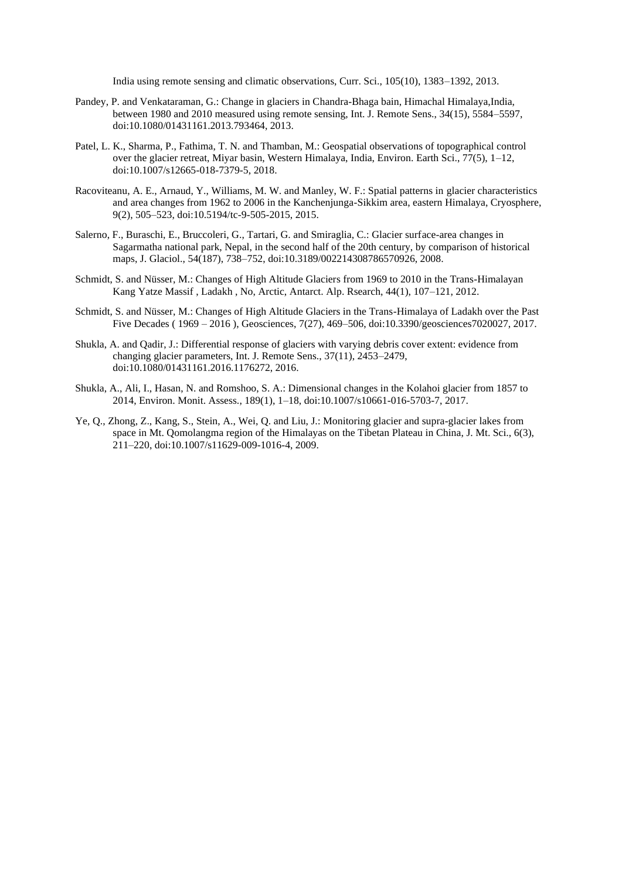India using remote sensing and climatic observations, Curr. Sci., 105(10), 1383–1392, 2013.

Pandey, P. and Venkataraman, G.: Change in glaciers in Chandra-Bhaga bain, Himachal Himalaya,India, between 1980 and 2010 measured using remote sensing, Int. J. Remote Sens., 34(15), 5584–5597, doi:10.1080/01431161.2013.793464, 2013.

Patel, L. K., Sharma, P., Fathima, T. N. and Thamban, M.: Geospatial observations of topographical control over the glacier retreat, Miyar basin, Western Himalaya, India, Environ. Earth Sci., 77(5), 1–12, doi:10.1007/s12665-018-7379-5, 2018.

Racoviteanu, A. E., Arnaud, Y., Williams, M. W. and Manley, W. F.: Spatial patterns in glacier characteristics and area changes from 1962 to 2006 in the Kanchenjunga-Sikkim area, eastern Himalaya, Cryosphere, 9(2), 505–523, doi:10.5194/tc-9-505-2015, 2015.

Salerno, F., Buraschi, E., Bruccoleri, G., Tartari, G. and Smiraglia, C.: Glacier surface-area changes in Sagarmatha national park, Nepal, in the second half of the 20th century, by comparison of historical maps, J. Glaciol., 54(187), 738–752, doi:10.3189/002214308786570926, 2008.

Schmidt, S. and Nüsser, M.: Changes of High Altitude Glaciers from 1969 to 2010 in the Trans-Himalayan Kang Yatze Massif , Ladakh , No, Arctic, Antarct. Alp. Rsearch, 44(1), 107–121, 2012.

Schmidt, S. and Nüsser, M.: Changes of High Altitude Glaciers in the Trans-Himalaya of Ladakh over the Past Five Decades ( 1969 – 2016 ), Geosciences, 7(27), 469–506, doi:10.3390/geosciences7020027, 2017.

Shukla, A. and Qadir, J.: Differential response of glaciers with varying debris cover extent: evidence from changing glacier parameters, Int. J. Remote Sens., 37(11), 2453–2479, doi:10.1080/01431161.2016.1176272, 2016.

Shukla, A., Ali, I., Hasan, N. and Romshoo, S. A.: Dimensional changes in the Kolahoi glacier from 1857 to 2014, Environ. Monit. Assess., 189(1), 1–18, doi:10.1007/s10661-016-5703-7, 2017.

Ye, Q., Zhong, Z., Kang, S., Stein, A., Wei, Q. and Liu, J.: Monitoring glacier and supra-glacier lakes from space in Mt. Qomolangma region of the Himalayas on the Tibetan Plateau in China, J. Mt. Sci., 6(3), 211–220, doi:10.1007/s11629-009-1016-4, 2009.